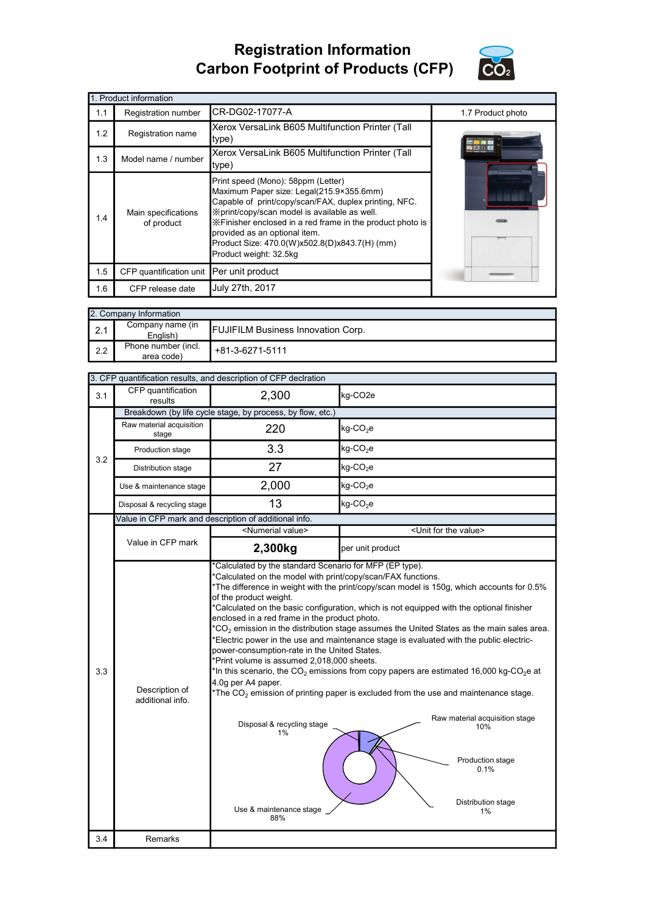# Registration Information
# Carbon Footprint of Products (CFP)

| 1. Product information | | | |
|---|---|---|---|
| 1.1 | Registration number | CR-DG02-17077-A | 1.7 Product photo |
| 1.2 | Registration name | Xerox VersaLink B605 Multifunction Printer (Tall type) | |
| 1.3 | Model name / number | Xerox VersaLink B605 Multifunction Printer (Tall type) | |
| 1.4 | Main specifications of product | Print speed (Mono): 58ppm (Letter)<br>Maximum Paper size: Legal(215.9×355.6mm)<br>Capable of print/copy/scan/FAX, duplex printing, NFC.<br>※print/copy/scan model is available as well.<br>※Finisher enclosed in a red frame in the product photo is provided as an optional item.<br>Product Size: 470.0(W)x502.8(D)x843.7(H) (mm)<br>Product weight: 32.5kg | |
| 1.5 | CFP quantification unit | Per unit product | |
| 1.6 | CFP release date | July 27th, 2017 | |

| 2. Company Information | | |
|---|---|---|
| 2.1 | Company name (in English) | FUJIFILM Business Innovation Corp. |
| 2.2 | Phone number (incl. area code) | +81-3-6271-5111 |

| 3. CFP quantification results, and description of CFP declration | | | |
|---|---|---|---|
| 3.1 | CFP quantification results | 2,300 | kg-CO2e |
| 3.2 | Breakdown (by life cycle stage, by process, by flow, etc.) | | |
| | Raw material acquisition stage | 220 | kg-$CO_2$e |
| | Production stage | 3.3 | kg-$CO_2$e |
| | Distribution stage | 27 | kg-$CO_2$e |
| | Use & maintenance stage | 2,000 | kg-$CO_2$e |
| | Disposal & recycling stage | 13 | kg-$CO_2$e |
| 3.3 | Value in CFP mark and description of additional info. | | |
| | Value in CFP mark | <Numerial value> | <Unit for the value> |
| | | **2,300kg** | per unit product |
| | Description of additional info. | *Calculated by the standard Scenario for MFP (EP type).<br>*Calculated on the model with print/copy/scan/FAX functions.<br>*The difference in weight with the print/copy/scan model is 150g, which accounts for 0.5% of the product weight.<br>*Calculated on the basic configuration, which is not equipped with the optional finisher enclosed in a red frame in the product photo.<br>*$CO_2$ emission in the distribution stage assumes the United States as the main sales area.<br>*Electric power in the use and maintenance stage is evaluated with the public electric-power-consumption-rate in the United States.<br>*Print volume is assumed 2,018,000 sheets.<br>*In this scenario, the $CO_2$ emissions from copy papers are estimated 16,000 kg-$CO_2$e at 4.0g per A4 paper.<br>*The $CO_2$ emission of printing paper is excluded from the use and maintenance stage. | |
| 3.4 | Remarks | | |

Disposal & recycling stage
1%

Raw material acquisition stage
10%

Production stage
0.1%

Distribution stage
1%

Use & maintenance stage
88%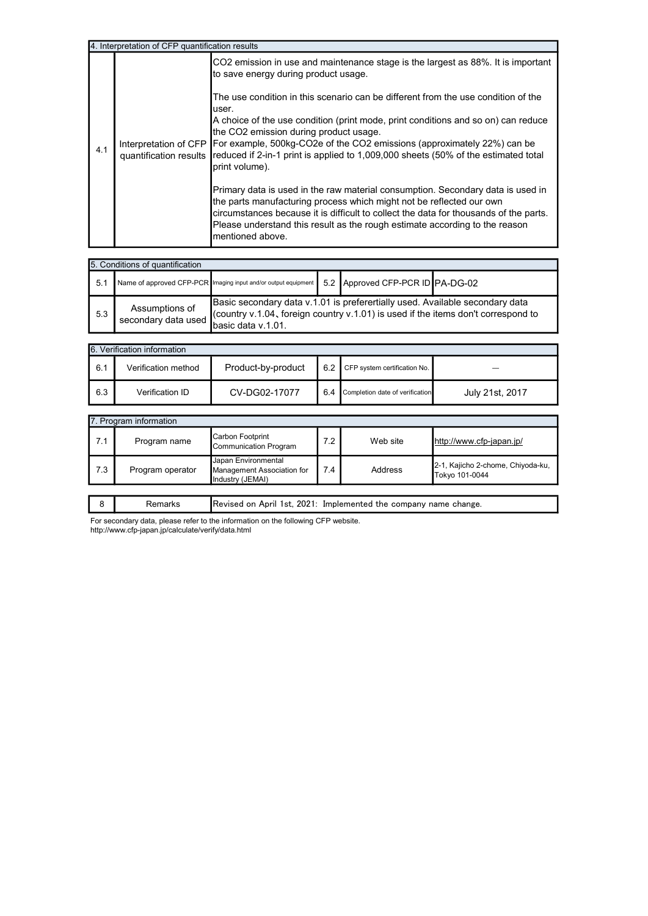## 4. Interpretation of CFP quantification results

| | | |
|---|---|---|
| 4.1 | Interpretation of CFP quantification results | $CO_2$ emission in use and maintenance stage is the largest as 88%. It is important to save energy during product usage.<br><br>The use condition in this scenario can be different from the use condition of the user.<br>A choice of the use condition (print mode, print conditions and so on) can reduce the $CO_2$ emission during product usage.<br>For example, 500kg-$CO_2$e of the $CO_2$ emissions (approximately 22%) can be reduced if 2-in-1 print is applied to 1,009,000 sheets (50% of the estimated total print volume).<br><br>Primary data is used in the raw material consumption. Secondary data is used in the parts manufacturing process which might not be reflected our own circumstances because it is difficult to collect the data for thousands of the parts. Please understand this result as the rough estimate according to the reason mentioned above. |

## 5. Conditions of quantification

| | | | | | |
|---|---|---|---|---|---|
| 5.1 | Name of approved CFP-PCR | Imaging input and/or output equipment | 5.2 | Approved CFP-PCR ID | PA-DG-02 |
| 5.3 | Assumptions of secondary data used | Basic secondary data v.1.01 is preferertially used. Available secondary data (country v.1.04､foreign country v.1.01) is used if the items don't correspond to basic data v.1.01. | | | |

## 6. Verification information

| | | | | | |
|---|---|---|---|---|---|
| 6.1 | Verification method | Product-by-product | 6.2 | CFP system certification No. | ― |
| 6.3 | Verification ID | CV-DG02-17077 | 6.4 | Completion date of verification | July 21st, 2017 |

## 7. Program information

| | | | | | |
|---|---|---|---|---|---|
| 7.1 | Program name | Carbon Footprint Communication Program | 7.2 | Web site | http://www.cfp-japan.jp/ |
| 7.3 | Program operator | Japan Environmental Management Association for Industry (JEMAI) | 7.4 | Address | 2-1, Kajicho 2-chome, Chiyoda-ku, Tokyo 101-0044 |

| | | |
|---|---|---|
| 8 | Remarks | Revised on April 1st, 2021: Implemented the company name change. |

For secondary data, please refer to the information on the following CFP website.
http://www.cfp-japan.jp/calculate/verify/data.html